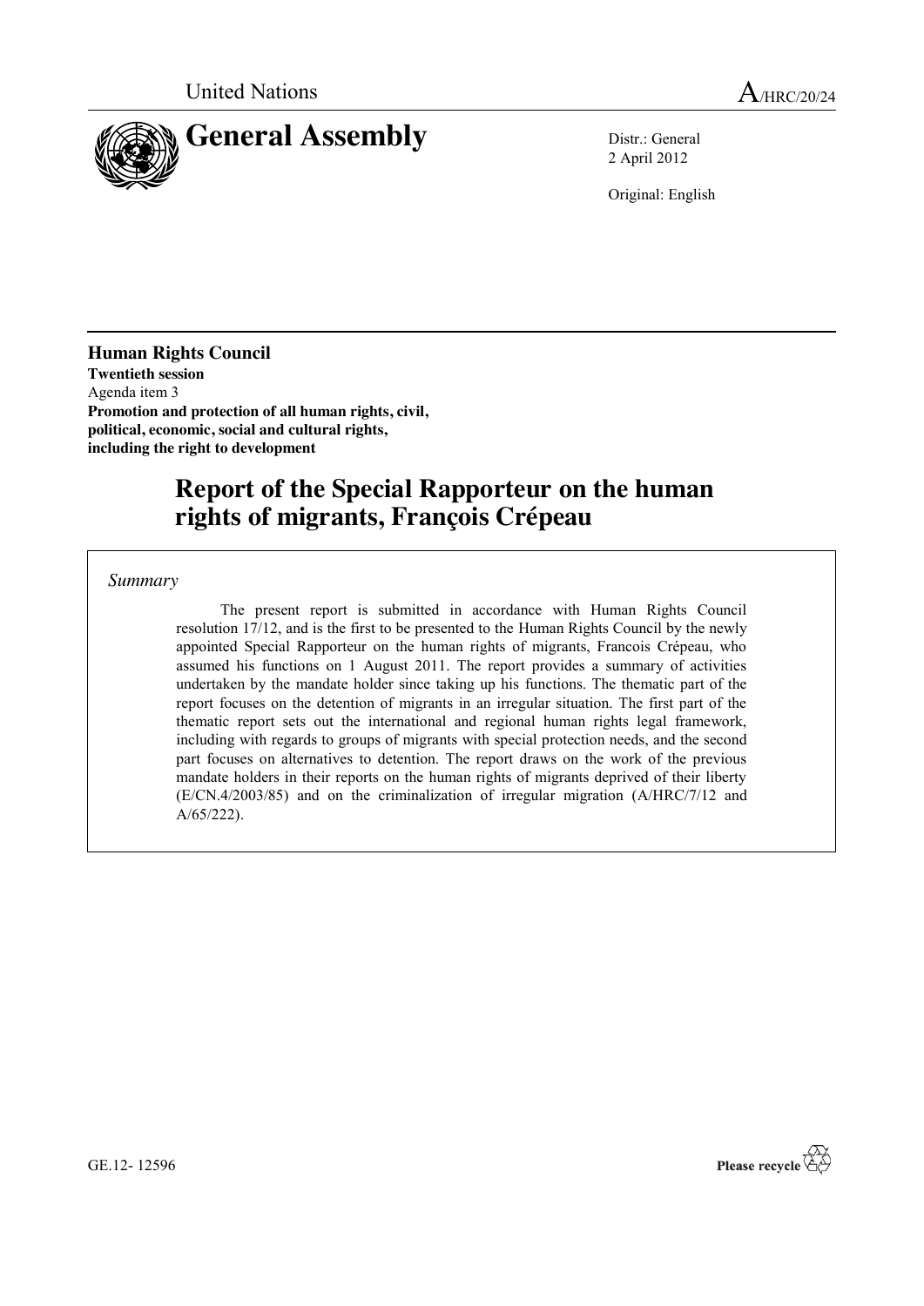United Nations

A/HRC/20/24

# General Assembly

Distr.: General
2 April 2012

Original: English

**Human Rights Council**
**Twentieth session**
Agenda item 3
**Promotion and protection of all human rights, civil, political, economic, social and cultural rights, including the right to development**

# Report of the Special Rapporteur on the human rights of migrants, François Crépeau

*Summary*

The present report is submitted in accordance with Human Rights Council resolution 17/12, and is the first to be presented to the Human Rights Council by the newly appointed Special Rapporteur on the human rights of migrants, Francois Crépeau, who assumed his functions on 1 August 2011. The report provides a summary of activities undertaken by the mandate holder since taking up his functions. The thematic part of the report focuses on the detention of migrants in an irregular situation. The first part of the thematic report sets out the international and regional human rights legal framework, including with regards to groups of migrants with special protection needs, and the second part focuses on alternatives to detention. The report draws on the work of the previous mandate holders in their reports on the human rights of migrants deprived of their liberty (E/CN.4/2003/85) and on the criminalization of irregular migration (A/HRC/7/12 and A/65/222).

GE.12- 12596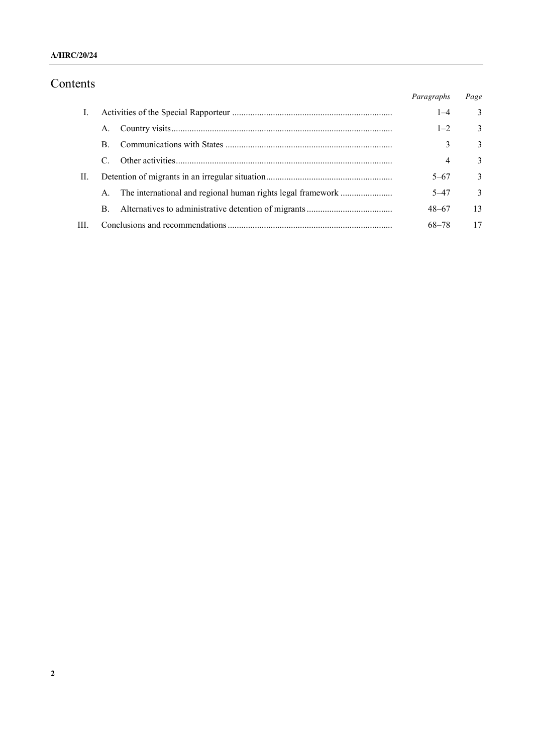# Contents

| | | Paragraphs | Page |
|---|---|---|---|
| I. | Activities of the Special Rapporteur | 1–4 | 3 |
| | A. Country visits | 1–2 | 3 |
| | B. Communications with States | 3 | 3 |
| | C. Other activities | 4 | 3 |
| II. | Detention of migrants in an irregular situation | 5–67 | 3 |
| | A. The international and regional human rights legal framework | 5–47 | 3 |
| | B. Alternatives to administrative detention of migrants | 48–67 | 13 |
| III. | Conclusions and recommendations | 68–78 | 17 |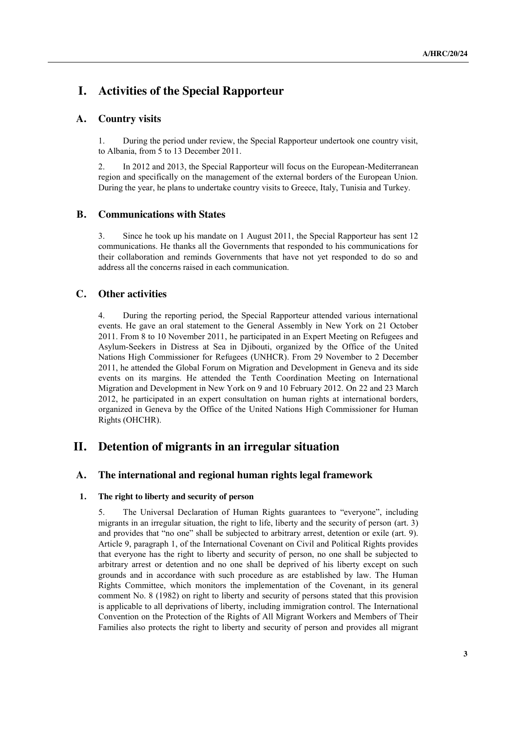# I. Activities of the Special Rapporteur

## A. Country visits

1. During the period under review, the Special Rapporteur undertook one country visit, to Albania, from 5 to 13 December 2011.

2. In 2012 and 2013, the Special Rapporteur will focus on the European-Mediterranean region and specifically on the management of the external borders of the European Union. During the year, he plans to undertake country visits to Greece, Italy, Tunisia and Turkey.

## B. Communications with States

3. Since he took up his mandate on 1 August 2011, the Special Rapporteur has sent 12 communications. He thanks all the Governments that responded to his communications for their collaboration and reminds Governments that have not yet responded to do so and address all the concerns raised in each communication.

## C. Other activities

4. During the reporting period, the Special Rapporteur attended various international events. He gave an oral statement to the General Assembly in New York on 21 October 2011. From 8 to 10 November 2011, he participated in an Expert Meeting on Refugees and Asylum-Seekers in Distress at Sea in Djibouti, organized by the Office of the United Nations High Commissioner for Refugees (UNHCR). From 29 November to 2 December 2011, he attended the Global Forum on Migration and Development in Geneva and its side events on its margins. He attended the Tenth Coordination Meeting on International Migration and Development in New York on 9 and 10 February 2012. On 22 and 23 March 2012, he participated in an expert consultation on human rights at international borders, organized in Geneva by the Office of the United Nations High Commissioner for Human Rights (OHCHR).

# II. Detention of migrants in an irregular situation

## A. The international and regional human rights legal framework

### 1. The right to liberty and security of person

5. The Universal Declaration of Human Rights guarantees to "everyone", including migrants in an irregular situation, the right to life, liberty and the security of person (art. 3) and provides that "no one" shall be subjected to arbitrary arrest, detention or exile (art. 9). Article 9, paragraph 1, of the International Covenant on Civil and Political Rights provides that everyone has the right to liberty and security of person, no one shall be subjected to arbitrary arrest or detention and no one shall be deprived of his liberty except on such grounds and in accordance with such procedure as are established by law. The Human Rights Committee, which monitors the implementation of the Covenant, in its general comment No. 8 (1982) on right to liberty and security of persons stated that this provision is applicable to all deprivations of liberty, including immigration control. The International Convention on the Protection of the Rights of All Migrant Workers and Members of Their Families also protects the right to liberty and security of person and provides all migrant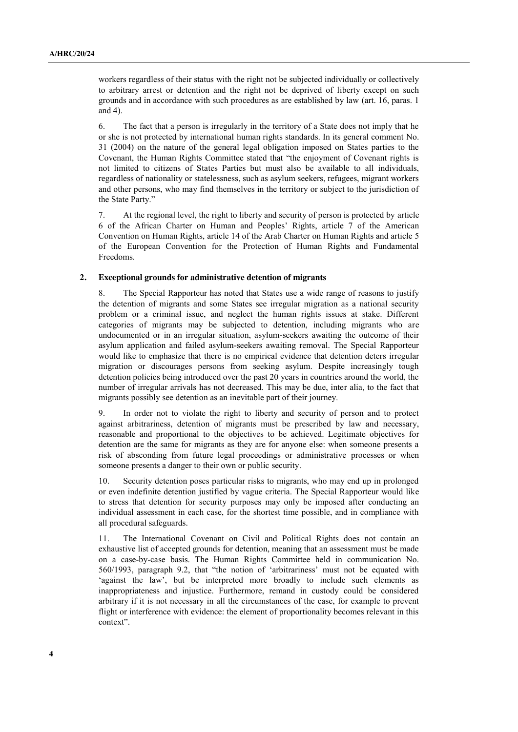workers regardless of their status with the right not be subjected individually or collectively to arbitrary arrest or detention and the right not be deprived of liberty except on such grounds and in accordance with such procedures as are established by law (art. 16, paras. 1 and 4).

6. The fact that a person is irregularly in the territory of a State does not imply that he or she is not protected by international human rights standards. In its general comment No. 31 (2004) on the nature of the general legal obligation imposed on States parties to the Covenant, the Human Rights Committee stated that "the enjoyment of Covenant rights is not limited to citizens of States Parties but must also be available to all individuals, regardless of nationality or statelessness, such as asylum seekers, refugees, migrant workers and other persons, who may find themselves in the territory or subject to the jurisdiction of the State Party."

7. At the regional level, the right to liberty and security of person is protected by article 6 of the African Charter on Human and Peoples' Rights, article 7 of the American Convention on Human Rights, article 14 of the Arab Charter on Human Rights and article 5 of the European Convention for the Protection of Human Rights and Fundamental Freedoms.

### 2. Exceptional grounds for administrative detention of migrants

8. The Special Rapporteur has noted that States use a wide range of reasons to justify the detention of migrants and some States see irregular migration as a national security problem or a criminal issue, and neglect the human rights issues at stake. Different categories of migrants may be subjected to detention, including migrants who are undocumented or in an irregular situation, asylum-seekers awaiting the outcome of their asylum application and failed asylum-seekers awaiting removal. The Special Rapporteur would like to emphasize that there is no empirical evidence that detention deters irregular migration or discourages persons from seeking asylum. Despite increasingly tough detention policies being introduced over the past 20 years in countries around the world, the number of irregular arrivals has not decreased. This may be due, inter alia, to the fact that migrants possibly see detention as an inevitable part of their journey.

9. In order not to violate the right to liberty and security of person and to protect against arbitrariness, detention of migrants must be prescribed by law and necessary, reasonable and proportional to the objectives to be achieved. Legitimate objectives for detention are the same for migrants as they are for anyone else: when someone presents a risk of absconding from future legal proceedings or administrative processes or when someone presents a danger to their own or public security.

10. Security detention poses particular risks to migrants, who may end up in prolonged or even indefinite detention justified by vague criteria. The Special Rapporteur would like to stress that detention for security purposes may only be imposed after conducting an individual assessment in each case, for the shortest time possible, and in compliance with all procedural safeguards.

11. The International Covenant on Civil and Political Rights does not contain an exhaustive list of accepted grounds for detention, meaning that an assessment must be made on a case-by-case basis. The Human Rights Committee held in communication No. 560/1993, paragraph 9.2, that "the notion of 'arbitrariness' must not be equated with 'against the law', but be interpreted more broadly to include such elements as inappropriateness and injustice. Furthermore, remand in custody could be considered arbitrary if it is not necessary in all the circumstances of the case, for example to prevent flight or interference with evidence: the element of proportionality becomes relevant in this context".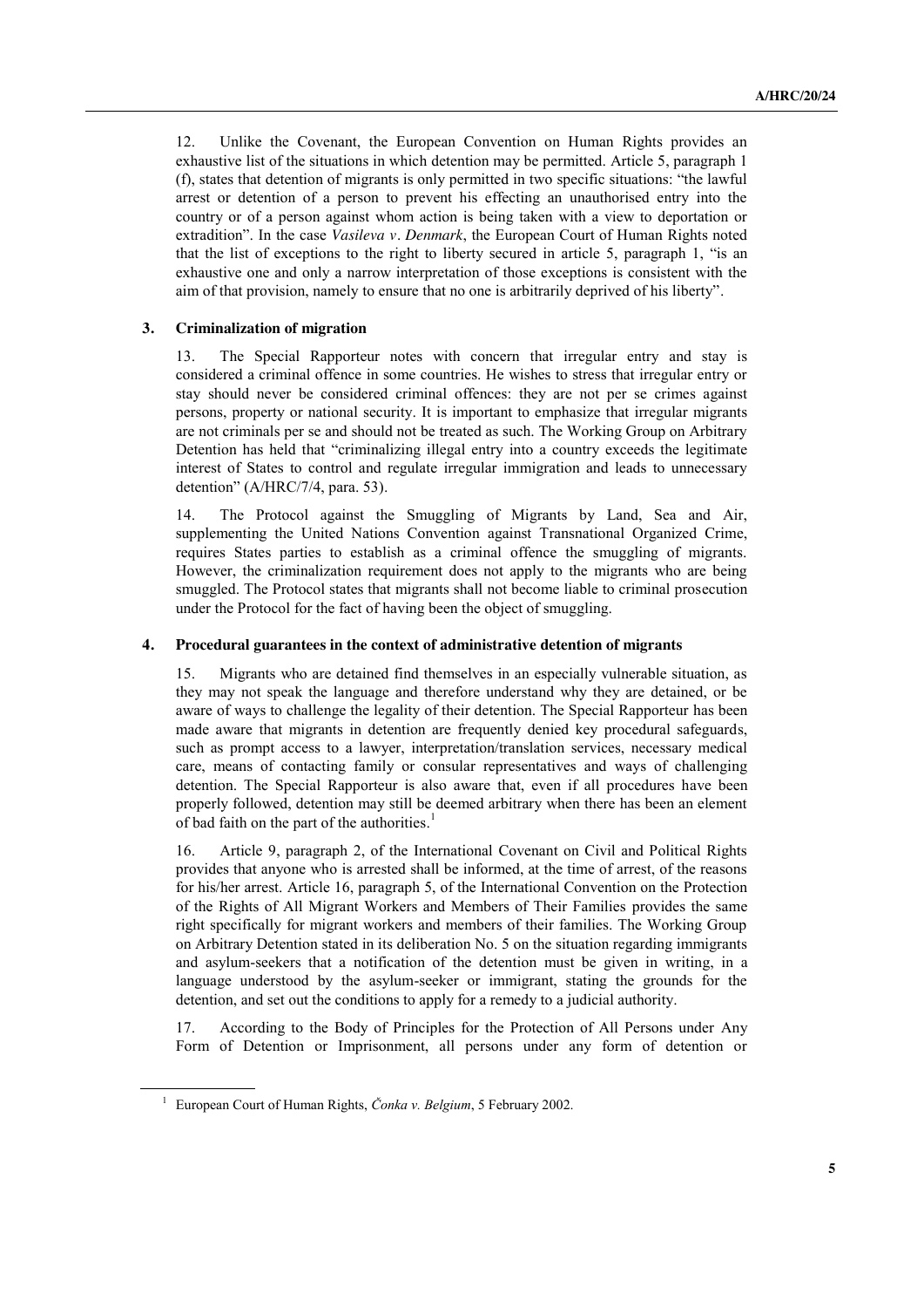12. Unlike the Covenant, the European Convention on Human Rights provides an exhaustive list of the situations in which detention may be permitted. Article 5, paragraph 1 (f), states that detention of migrants is only permitted in two specific situations: "the lawful arrest or detention of a person to prevent his effecting an unauthorised entry into the country or of a person against whom action is being taken with a view to deportation or extradition". In the case *Vasileva v. Denmark*, the European Court of Human Rights noted that the list of exceptions to the right to liberty secured in article 5, paragraph 1, "is an exhaustive one and only a narrow interpretation of those exceptions is consistent with the aim of that provision, namely to ensure that no one is arbitrarily deprived of his liberty".

### 3. Criminalization of migration

13. The Special Rapporteur notes with concern that irregular entry and stay is considered a criminal offence in some countries. He wishes to stress that irregular entry or stay should never be considered criminal offences: they are not per se crimes against persons, property or national security. It is important to emphasize that irregular migrants are not criminals per se and should not be treated as such. The Working Group on Arbitrary Detention has held that "criminalizing illegal entry into a country exceeds the legitimate interest of States to control and regulate irregular immigration and leads to unnecessary detention" (A/HRC/7/4, para. 53).

14. The Protocol against the Smuggling of Migrants by Land, Sea and Air, supplementing the United Nations Convention against Transnational Organized Crime, requires States parties to establish as a criminal offence the smuggling of migrants. However, the criminalization requirement does not apply to the migrants who are being smuggled. The Protocol states that migrants shall not become liable to criminal prosecution under the Protocol for the fact of having been the object of smuggling.

### 4. Procedural guarantees in the context of administrative detention of migrants

15. Migrants who are detained find themselves in an especially vulnerable situation, as they may not speak the language and therefore understand why they are detained, or be aware of ways to challenge the legality of their detention. The Special Rapporteur has been made aware that migrants in detention are frequently denied key procedural safeguards, such as prompt access to a lawyer, interpretation/translation services, necessary medical care, means of contacting family or consular representatives and ways of challenging detention. The Special Rapporteur is also aware that, even if all procedures have been properly followed, detention may still be deemed arbitrary when there has been an element of bad faith on the part of the authorities.[1]

16. Article 9, paragraph 2, of the International Covenant on Civil and Political Rights provides that anyone who is arrested shall be informed, at the time of arrest, of the reasons for his/her arrest. Article 16, paragraph 5, of the International Convention on the Protection of the Rights of All Migrant Workers and Members of Their Families provides the same right specifically for migrant workers and members of their families. The Working Group on Arbitrary Detention stated in its deliberation No. 5 on the situation regarding immigrants and asylum-seekers that a notification of the detention must be given in writing, in a language understood by the asylum-seeker or immigrant, stating the grounds for the detention, and set out the conditions to apply for a remedy to a judicial authority.

17. According to the Body of Principles for the Protection of All Persons under Any Form of Detention or Imprisonment, all persons under any form of detention or

[1] European Court of Human Rights, *Čonka v. Belgium*, 5 February 2002.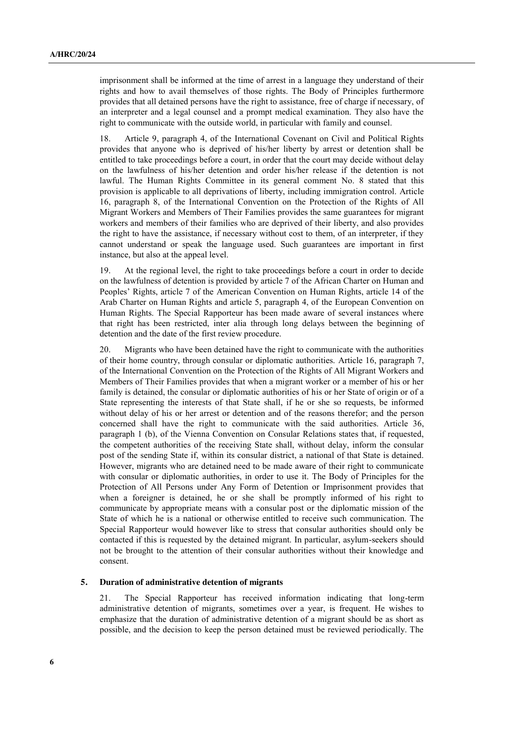imprisonment shall be informed at the time of arrest in a language they understand of their rights and how to avail themselves of those rights. The Body of Principles furthermore provides that all detained persons have the right to assistance, free of charge if necessary, of an interpreter and a legal counsel and a prompt medical examination. They also have the right to communicate with the outside world, in particular with family and counsel.

18. Article 9, paragraph 4, of the International Covenant on Civil and Political Rights provides that anyone who is deprived of his/her liberty by arrest or detention shall be entitled to take proceedings before a court, in order that the court may decide without delay on the lawfulness of his/her detention and order his/her release if the detention is not lawful. The Human Rights Committee in its general comment No. 8 stated that this provision is applicable to all deprivations of liberty, including immigration control. Article 16, paragraph 8, of the International Convention on the Protection of the Rights of All Migrant Workers and Members of Their Families provides the same guarantees for migrant workers and members of their families who are deprived of their liberty, and also provides the right to have the assistance, if necessary without cost to them, of an interpreter, if they cannot understand or speak the language used. Such guarantees are important in first instance, but also at the appeal level.

19. At the regional level, the right to take proceedings before a court in order to decide on the lawfulness of detention is provided by article 7 of the African Charter on Human and Peoples' Rights, article 7 of the American Convention on Human Rights, article 14 of the Arab Charter on Human Rights and article 5, paragraph 4, of the European Convention on Human Rights. The Special Rapporteur has been made aware of several instances where that right has been restricted, inter alia through long delays between the beginning of detention and the date of the first review procedure.

20. Migrants who have been detained have the right to communicate with the authorities of their home country, through consular or diplomatic authorities. Article 16, paragraph 7, of the International Convention on the Protection of the Rights of All Migrant Workers and Members of Their Families provides that when a migrant worker or a member of his or her family is detained, the consular or diplomatic authorities of his or her State of origin or of a State representing the interests of that State shall, if he or she so requests, be informed without delay of his or her arrest or detention and of the reasons therefor; and the person concerned shall have the right to communicate with the said authorities. Article 36, paragraph 1 (b), of the Vienna Convention on Consular Relations states that, if requested, the competent authorities of the receiving State shall, without delay, inform the consular post of the sending State if, within its consular district, a national of that State is detained. However, migrants who are detained need to be made aware of their right to communicate with consular or diplomatic authorities, in order to use it. The Body of Principles for the Protection of All Persons under Any Form of Detention or Imprisonment provides that when a foreigner is detained, he or she shall be promptly informed of his right to communicate by appropriate means with a consular post or the diplomatic mission of the State of which he is a national or otherwise entitled to receive such communication. The Special Rapporteur would however like to stress that consular authorities should only be contacted if this is requested by the detained migrant. In particular, asylum-seekers should not be brought to the attention of their consular authorities without their knowledge and consent.

### 5. Duration of administrative detention of migrants

21. The Special Rapporteur has received information indicating that long-term administrative detention of migrants, sometimes over a year, is frequent. He wishes to emphasize that the duration of administrative detention of a migrant should be as short as possible, and the decision to keep the person detained must be reviewed periodically. The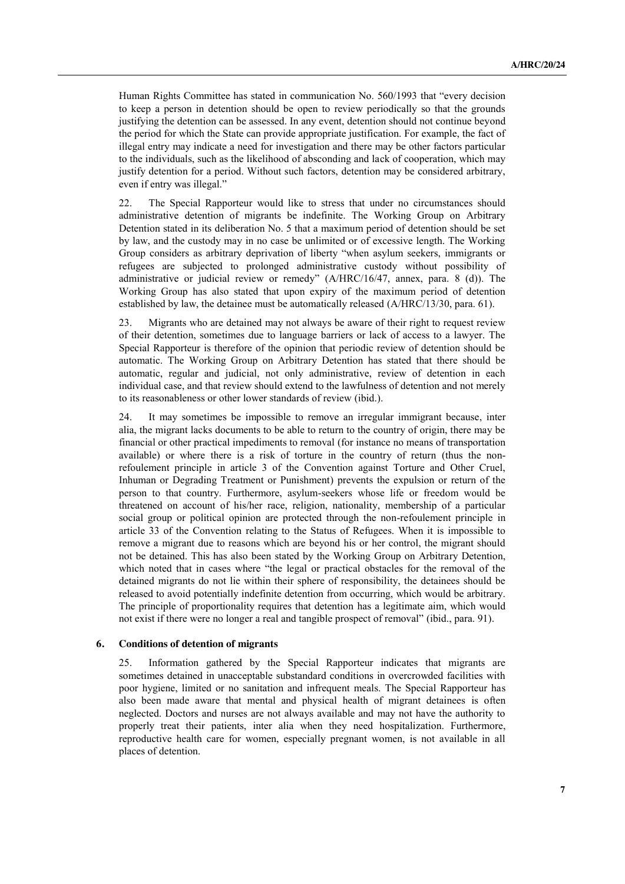Human Rights Committee has stated in communication No. 560/1993 that "every decision to keep a person in detention should be open to review periodically so that the grounds justifying the detention can be assessed. In any event, detention should not continue beyond the period for which the State can provide appropriate justification. For example, the fact of illegal entry may indicate a need for investigation and there may be other factors particular to the individuals, such as the likelihood of absconding and lack of cooperation, which may justify detention for a period. Without such factors, detention may be considered arbitrary, even if entry was illegal."

22. The Special Rapporteur would like to stress that under no circumstances should administrative detention of migrants be indefinite. The Working Group on Arbitrary Detention stated in its deliberation No. 5 that a maximum period of detention should be set by law, and the custody may in no case be unlimited or of excessive length. The Working Group considers as arbitrary deprivation of liberty "when asylum seekers, immigrants or refugees are subjected to prolonged administrative custody without possibility of administrative or judicial review or remedy" (A/HRC/16/47, annex, para. 8 (d)). The Working Group has also stated that upon expiry of the maximum period of detention established by law, the detainee must be automatically released (A/HRC/13/30, para. 61).

23. Migrants who are detained may not always be aware of their right to request review of their detention, sometimes due to language barriers or lack of access to a lawyer. The Special Rapporteur is therefore of the opinion that periodic review of detention should be automatic. The Working Group on Arbitrary Detention has stated that there should be automatic, regular and judicial, not only administrative, review of detention in each individual case, and that review should extend to the lawfulness of detention and not merely to its reasonableness or other lower standards of review (ibid.).

24. It may sometimes be impossible to remove an irregular immigrant because, inter alia, the migrant lacks documents to be able to return to the country of origin, there may be financial or other practical impediments to removal (for instance no means of transportation available) or where there is a risk of torture in the country of return (thus the non-refoulement principle in article 3 of the Convention against Torture and Other Cruel, Inhuman or Degrading Treatment or Punishment) prevents the expulsion or return of the person to that country. Furthermore, asylum-seekers whose life or freedom would be threatened on account of his/her race, religion, nationality, membership of a particular social group or political opinion are protected through the non-refoulement principle in article 33 of the Convention relating to the Status of Refugees. When it is impossible to remove a migrant due to reasons which are beyond his or her control, the migrant should not be detained. This has also been stated by the Working Group on Arbitrary Detention, which noted that in cases where "the legal or practical obstacles for the removal of the detained migrants do not lie within their sphere of responsibility, the detainees should be released to avoid potentially indefinite detention from occurring, which would be arbitrary. The principle of proportionality requires that detention has a legitimate aim, which would not exist if there were no longer a real and tangible prospect of removal" (ibid., para. 91).

### 6. Conditions of detention of migrants

25. Information gathered by the Special Rapporteur indicates that migrants are sometimes detained in unacceptable substandard conditions in overcrowded facilities with poor hygiene, limited or no sanitation and infrequent meals. The Special Rapporteur has also been made aware that mental and physical health of migrant detainees is often neglected. Doctors and nurses are not always available and may not have the authority to properly treat their patients, inter alia when they need hospitalization. Furthermore, reproductive health care for women, especially pregnant women, is not available in all places of detention.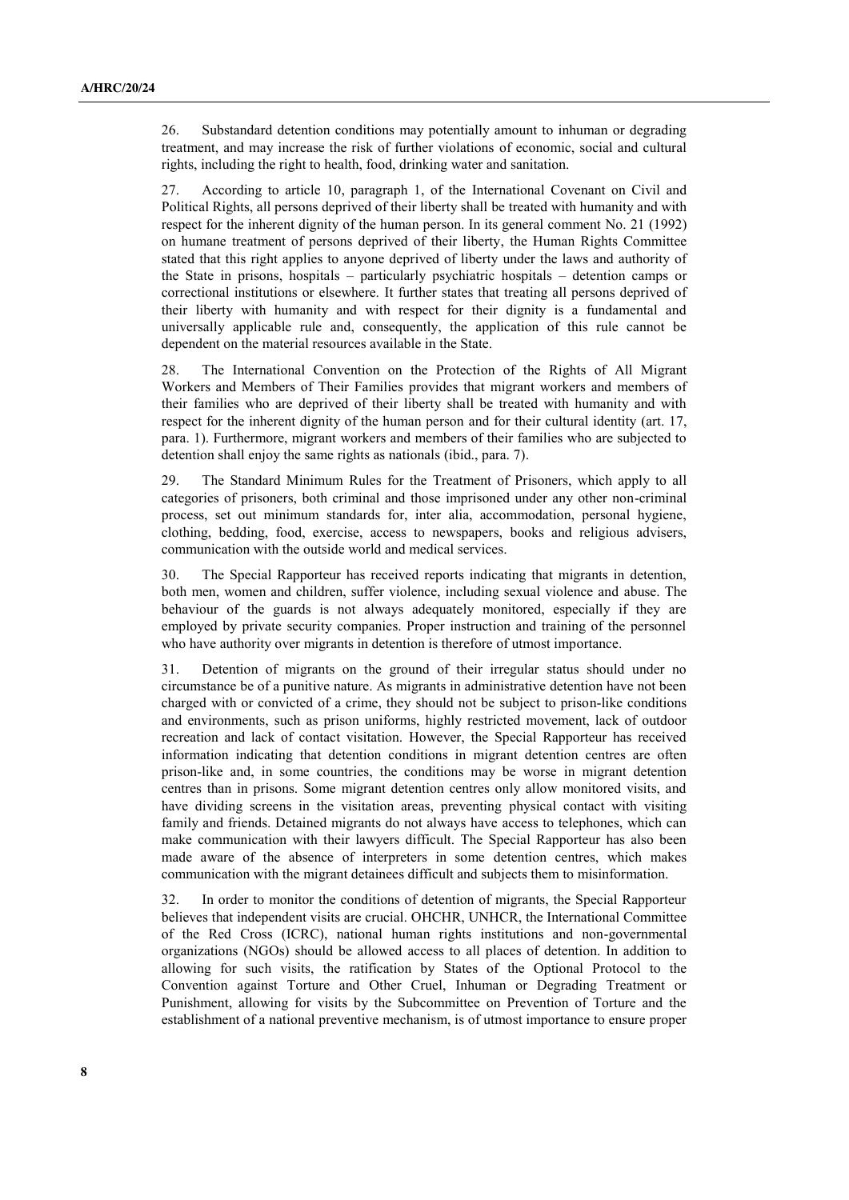26. Substandard detention conditions may potentially amount to inhuman or degrading treatment, and may increase the risk of further violations of economic, social and cultural rights, including the right to health, food, drinking water and sanitation.

27. According to article 10, paragraph 1, of the International Covenant on Civil and Political Rights, all persons deprived of their liberty shall be treated with humanity and with respect for the inherent dignity of the human person. In its general comment No. 21 (1992) on humane treatment of persons deprived of their liberty, the Human Rights Committee stated that this right applies to anyone deprived of liberty under the laws and authority of the State in prisons, hospitals – particularly psychiatric hospitals – detention camps or correctional institutions or elsewhere. It further states that treating all persons deprived of their liberty with humanity and with respect for their dignity is a fundamental and universally applicable rule and, consequently, the application of this rule cannot be dependent on the material resources available in the State.

28. The International Convention on the Protection of the Rights of All Migrant Workers and Members of Their Families provides that migrant workers and members of their families who are deprived of their liberty shall be treated with humanity and with respect for the inherent dignity of the human person and for their cultural identity (art. 17, para. 1). Furthermore, migrant workers and members of their families who are subjected to detention shall enjoy the same rights as nationals (ibid., para. 7).

29. The Standard Minimum Rules for the Treatment of Prisoners, which apply to all categories of prisoners, both criminal and those imprisoned under any other non-criminal process, set out minimum standards for, inter alia, accommodation, personal hygiene, clothing, bedding, food, exercise, access to newspapers, books and religious advisers, communication with the outside world and medical services.

30. The Special Rapporteur has received reports indicating that migrants in detention, both men, women and children, suffer violence, including sexual violence and abuse. The behaviour of the guards is not always adequately monitored, especially if they are employed by private security companies. Proper instruction and training of the personnel who have authority over migrants in detention is therefore of utmost importance.

31. Detention of migrants on the ground of their irregular status should under no circumstance be of a punitive nature. As migrants in administrative detention have not been charged with or convicted of a crime, they should not be subject to prison-like conditions and environments, such as prison uniforms, highly restricted movement, lack of outdoor recreation and lack of contact visitation. However, the Special Rapporteur has received information indicating that detention conditions in migrant detention centres are often prison-like and, in some countries, the conditions may be worse in migrant detention centres than in prisons. Some migrant detention centres only allow monitored visits, and have dividing screens in the visitation areas, preventing physical contact with visiting family and friends. Detained migrants do not always have access to telephones, which can make communication with their lawyers difficult. The Special Rapporteur has also been made aware of the absence of interpreters in some detention centres, which makes communication with the migrant detainees difficult and subjects them to misinformation.

32. In order to monitor the conditions of detention of migrants, the Special Rapporteur believes that independent visits are crucial. OHCHR, UNHCR, the International Committee of the Red Cross (ICRC), national human rights institutions and non-governmental organizations (NGOs) should be allowed access to all places of detention. In addition to allowing for such visits, the ratification by States of the Optional Protocol to the Convention against Torture and Other Cruel, Inhuman or Degrading Treatment or Punishment, allowing for visits by the Subcommittee on Prevention of Torture and the establishment of a national preventive mechanism, is of utmost importance to ensure proper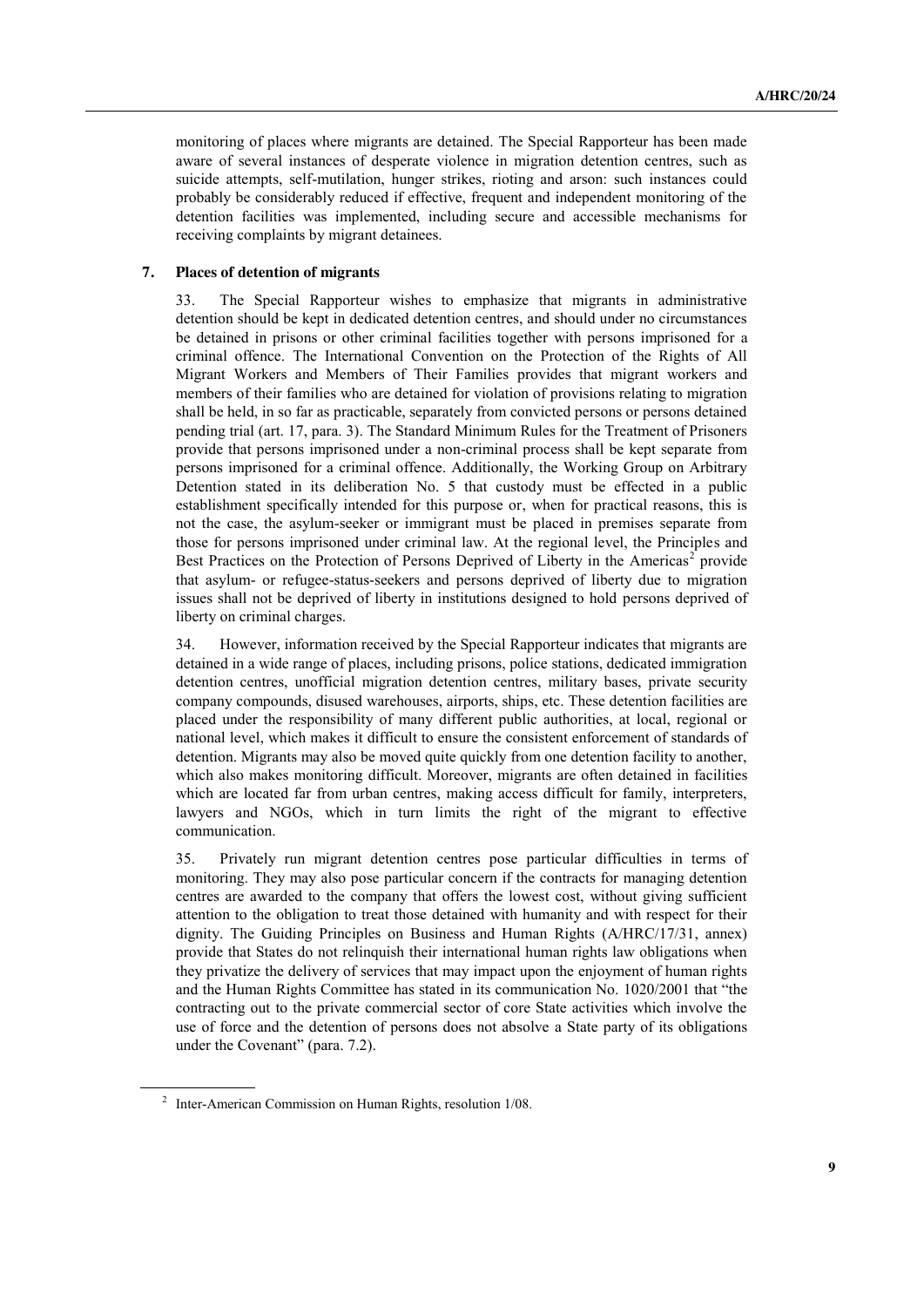monitoring of places where migrants are detained. The Special Rapporteur has been made aware of several instances of desperate violence in migration detention centres, such as suicide attempts, self-mutilation, hunger strikes, rioting and arson: such instances could probably be considerably reduced if effective, frequent and independent monitoring of the detention facilities was implemented, including secure and accessible mechanisms for receiving complaints by migrant detainees.

### 7. Places of detention of migrants

33. The Special Rapporteur wishes to emphasize that migrants in administrative detention should be kept in dedicated detention centres, and should under no circumstances be detained in prisons or other criminal facilities together with persons imprisoned for a criminal offence. The International Convention on the Protection of the Rights of All Migrant Workers and Members of Their Families provides that migrant workers and members of their families who are detained for violation of provisions relating to migration shall be held, in so far as practicable, separately from convicted persons or persons detained pending trial (art. 17, para. 3). The Standard Minimum Rules for the Treatment of Prisoners provide that persons imprisoned under a non-criminal process shall be kept separate from persons imprisoned for a criminal offence. Additionally, the Working Group on Arbitrary Detention stated in its deliberation No. 5 that custody must be effected in a public establishment specifically intended for this purpose or, when for practical reasons, this is not the case, the asylum-seeker or immigrant must be placed in premises separate from those for persons imprisoned under criminal law. At the regional level, the Principles and Best Practices on the Protection of Persons Deprived of Liberty in the Americas[2] provide that asylum- or refugee-status-seekers and persons deprived of liberty due to migration issues shall not be deprived of liberty in institutions designed to hold persons deprived of liberty on criminal charges.

34. However, information received by the Special Rapporteur indicates that migrants are detained in a wide range of places, including prisons, police stations, dedicated immigration detention centres, unofficial migration detention centres, military bases, private security company compounds, disused warehouses, airports, ships, etc. These detention facilities are placed under the responsibility of many different public authorities, at local, regional or national level, which makes it difficult to ensure the consistent enforcement of standards of detention. Migrants may also be moved quite quickly from one detention facility to another, which also makes monitoring difficult. Moreover, migrants are often detained in facilities which are located far from urban centres, making access difficult for family, interpreters, lawyers and NGOs, which in turn limits the right of the migrant to effective communication.

35. Privately run migrant detention centres pose particular difficulties in terms of monitoring. They may also pose particular concern if the contracts for managing detention centres are awarded to the company that offers the lowest cost, without giving sufficient attention to the obligation to treat those detained with humanity and with respect for their dignity. The Guiding Principles on Business and Human Rights (A/HRC/17/31, annex) provide that States do not relinquish their international human rights law obligations when they privatize the delivery of services that may impact upon the enjoyment of human rights and the Human Rights Committee has stated in its communication No. 1020/2001 that "the contracting out to the private commercial sector of core State activities which involve the use of force and the detention of persons does not absolve a State party of its obligations under the Covenant" (para. 7.2).

[2] Inter-American Commission on Human Rights, resolution 1/08.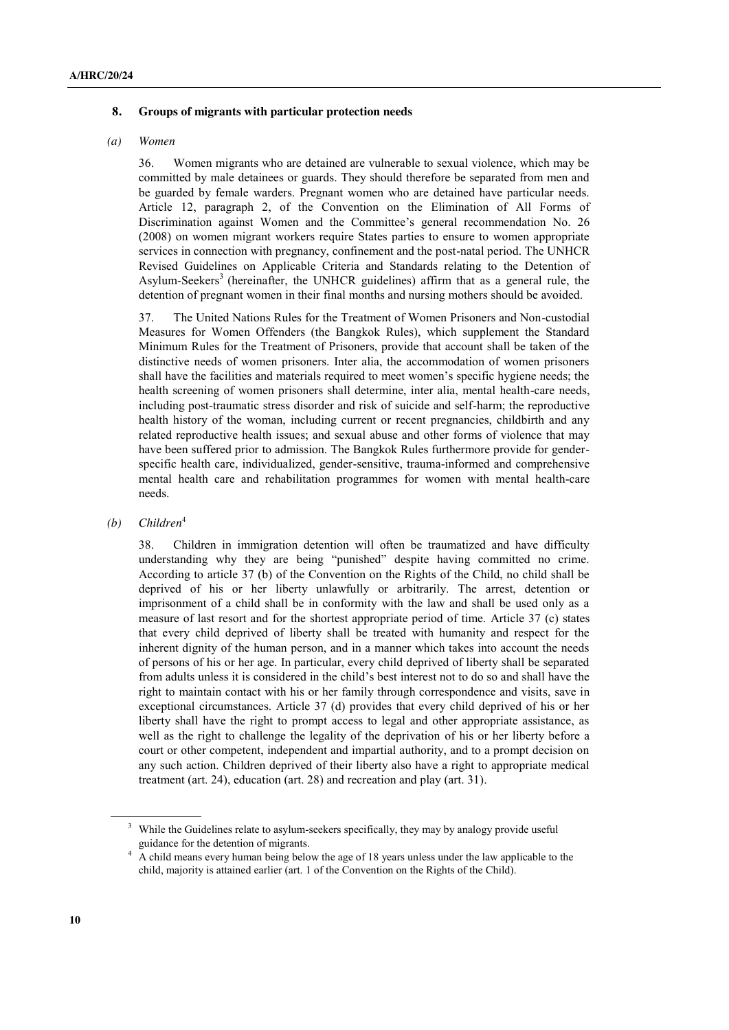### 8. Groups of migrants with particular protection needs

#### *(a) Women*

36. Women migrants who are detained are vulnerable to sexual violence, which may be committed by male detainees or guards. They should therefore be separated from men and be guarded by female warders. Pregnant women who are detained have particular needs. Article 12, paragraph 2, of the Convention on the Elimination of All Forms of Discrimination against Women and the Committee's general recommendation No. 26 (2008) on women migrant workers require States parties to ensure to women appropriate services in connection with pregnancy, confinement and the post-natal period. The UNHCR Revised Guidelines on Applicable Criteria and Standards relating to the Detention of Asylum-Seekers[3] (hereinafter, the UNHCR guidelines) affirm that as a general rule, the detention of pregnant women in their final months and nursing mothers should be avoided.

37. The United Nations Rules for the Treatment of Women Prisoners and Non-custodial Measures for Women Offenders (the Bangkok Rules), which supplement the Standard Minimum Rules for the Treatment of Prisoners, provide that account shall be taken of the distinctive needs of women prisoners. Inter alia, the accommodation of women prisoners shall have the facilities and materials required to meet women's specific hygiene needs; the health screening of women prisoners shall determine, inter alia, mental health-care needs, including post-traumatic stress disorder and risk of suicide and self-harm; the reproductive health history of the woman, including current or recent pregnancies, childbirth and any related reproductive health issues; and sexual abuse and other forms of violence that may have been suffered prior to admission. The Bangkok Rules furthermore provide for gender-specific health care, individualized, gender-sensitive, trauma-informed and comprehensive mental health care and rehabilitation programmes for women with mental health-care needs.

#### *(b) Children*[4]

38. Children in immigration detention will often be traumatized and have difficulty understanding why they are being "punished" despite having committed no crime. According to article 37 (b) of the Convention on the Rights of the Child, no child shall be deprived of his or her liberty unlawfully or arbitrarily. The arrest, detention or imprisonment of a child shall be in conformity with the law and shall be used only as a measure of last resort and for the shortest appropriate period of time. Article 37 (c) states that every child deprived of liberty shall be treated with humanity and respect for the inherent dignity of the human person, and in a manner which takes into account the needs of persons of his or her age. In particular, every child deprived of liberty shall be separated from adults unless it is considered in the child's best interest not to do so and shall have the right to maintain contact with his or her family through correspondence and visits, save in exceptional circumstances. Article 37 (d) provides that every child deprived of his or her liberty shall have the right to prompt access to legal and other appropriate assistance, as well as the right to challenge the legality of the deprivation of his or her liberty before a court or other competent, independent and impartial authority, and to a prompt decision on any such action. Children deprived of their liberty also have a right to appropriate medical treatment (art. 24), education (art. 28) and recreation and play (art. 31).

---

[3] While the Guidelines relate to asylum-seekers specifically, they may by analogy provide useful guidance for the detention of migrants.

[4] A child means every human being below the age of 18 years unless under the law applicable to the child, majority is attained earlier (art. 1 of the Convention on the Rights of the Child).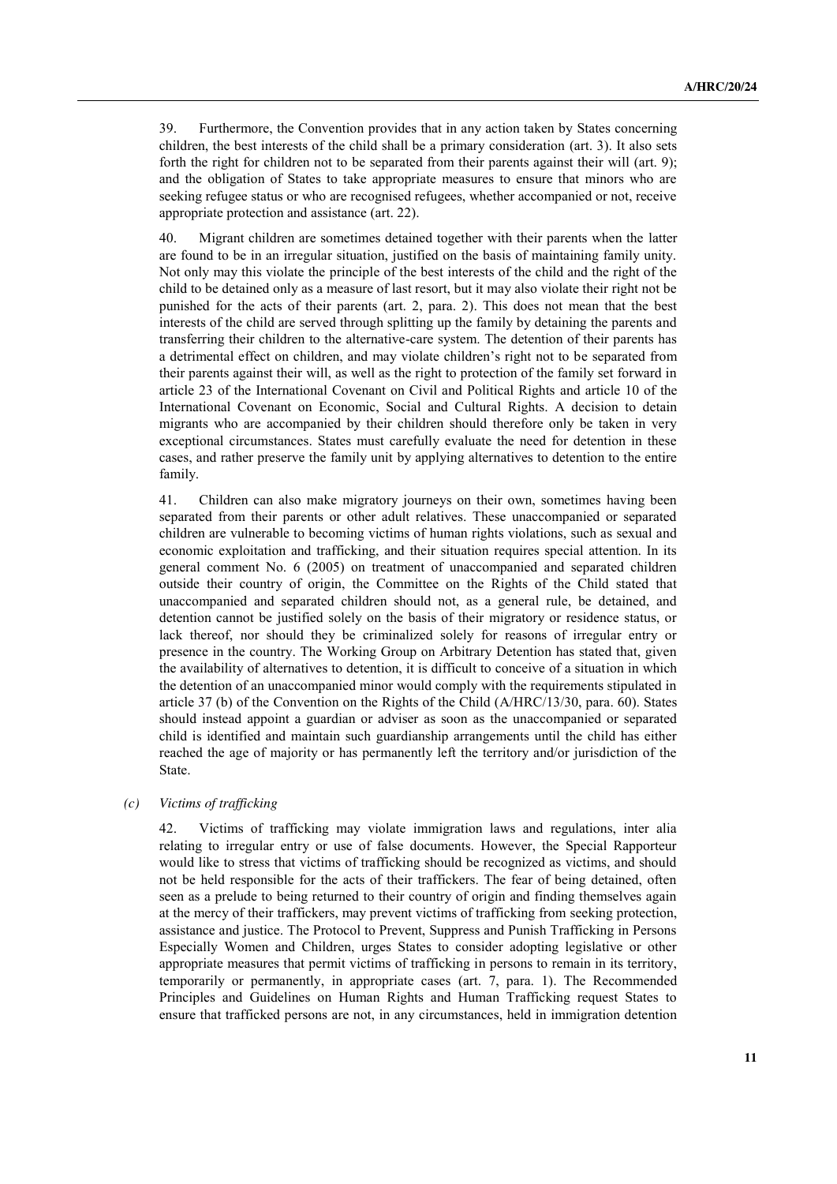39. Furthermore, the Convention provides that in any action taken by States concerning children, the best interests of the child shall be a primary consideration (art. 3). It also sets forth the right for children not to be separated from their parents against their will (art. 9); and the obligation of States to take appropriate measures to ensure that minors who are seeking refugee status or who are recognised refugees, whether accompanied or not, receive appropriate protection and assistance (art. 22).

40. Migrant children are sometimes detained together with their parents when the latter are found to be in an irregular situation, justified on the basis of maintaining family unity. Not only may this violate the principle of the best interests of the child and the right of the child to be detained only as a measure of last resort, but it may also violate their right not be punished for the acts of their parents (art. 2, para. 2). This does not mean that the best interests of the child are served through splitting up the family by detaining the parents and transferring their children to the alternative-care system. The detention of their parents has a detrimental effect on children, and may violate children's right not to be separated from their parents against their will, as well as the right to protection of the family set forward in article 23 of the International Covenant on Civil and Political Rights and article 10 of the International Covenant on Economic, Social and Cultural Rights. A decision to detain migrants who are accompanied by their children should therefore only be taken in very exceptional circumstances. States must carefully evaluate the need for detention in these cases, and rather preserve the family unit by applying alternatives to detention to the entire family.

41. Children can also make migratory journeys on their own, sometimes having been separated from their parents or other adult relatives. These unaccompanied or separated children are vulnerable to becoming victims of human rights violations, such as sexual and economic exploitation and trafficking, and their situation requires special attention. In its general comment No. 6 (2005) on treatment of unaccompanied and separated children outside their country of origin, the Committee on the Rights of the Child stated that unaccompanied and separated children should not, as a general rule, be detained, and detention cannot be justified solely on the basis of their migratory or residence status, or lack thereof, nor should they be criminalized solely for reasons of irregular entry or presence in the country. The Working Group on Arbitrary Detention has stated that, given the availability of alternatives to detention, it is difficult to conceive of a situation in which the detention of an unaccompanied minor would comply with the requirements stipulated in article 37 (b) of the Convention on the Rights of the Child (A/HRC/13/30, para. 60). States should instead appoint a guardian or adviser as soon as the unaccompanied or separated child is identified and maintain such guardianship arrangements until the child has either reached the age of majority or has permanently left the territory and/or jurisdiction of the State.

*(c) Victims of trafficking*

42. Victims of trafficking may violate immigration laws and regulations, inter alia relating to irregular entry or use of false documents. However, the Special Rapporteur would like to stress that victims of trafficking should be recognized as victims, and should not be held responsible for the acts of their traffickers. The fear of being detained, often seen as a prelude to being returned to their country of origin and finding themselves again at the mercy of their traffickers, may prevent victims of trafficking from seeking protection, assistance and justice. The Protocol to Prevent, Suppress and Punish Trafficking in Persons Especially Women and Children, urges States to consider adopting legislative or other appropriate measures that permit victims of trafficking in persons to remain in its territory, temporarily or permanently, in appropriate cases (art. 7, para. 1). The Recommended Principles and Guidelines on Human Rights and Human Trafficking request States to ensure that trafficked persons are not, in any circumstances, held in immigration detention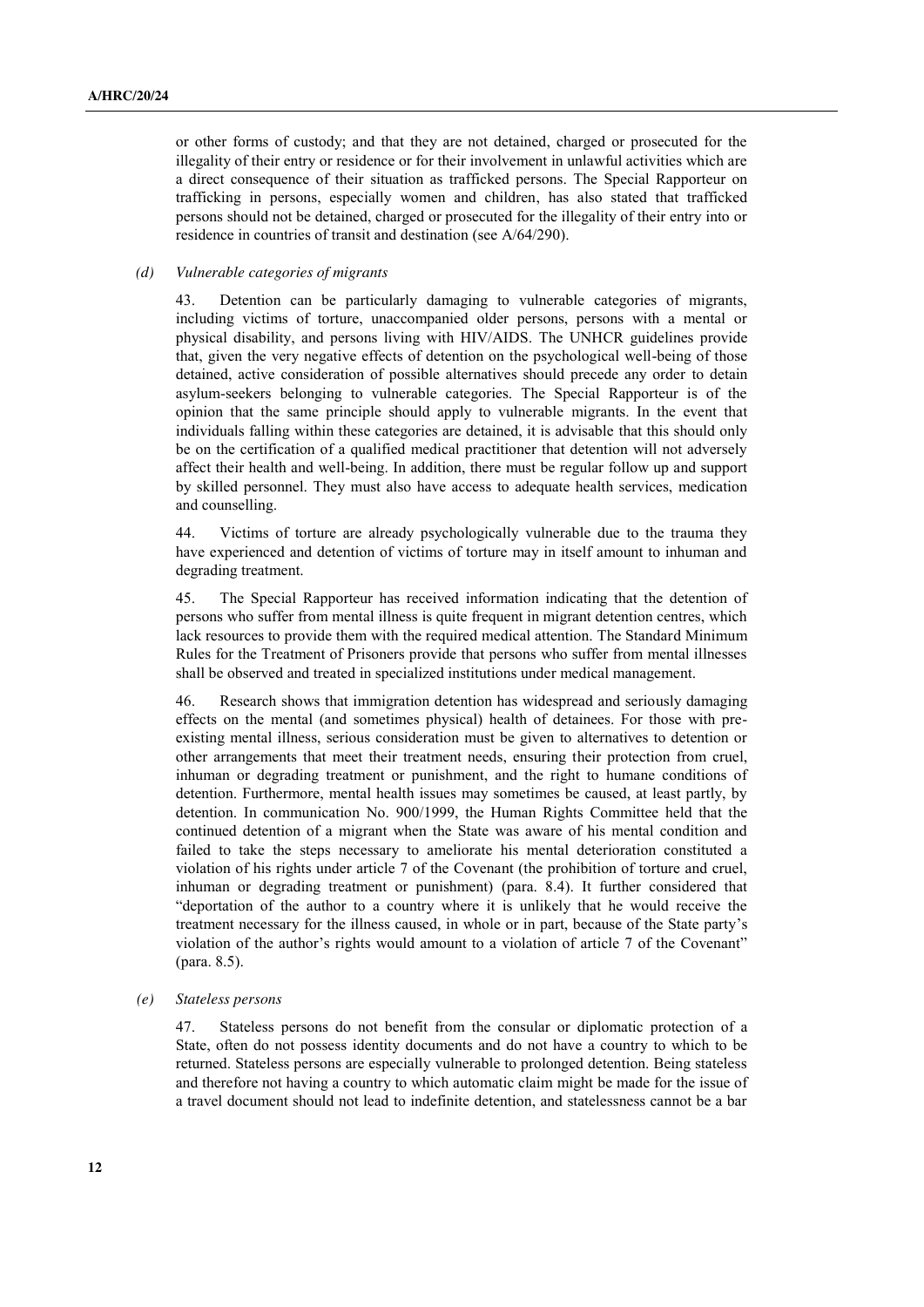or other forms of custody; and that they are not detained, charged or prosecuted for the illegality of their entry or residence or for their involvement in unlawful activities which are a direct consequence of their situation as trafficked persons. The Special Rapporteur on trafficking in persons, especially women and children, has also stated that trafficked persons should not be detained, charged or prosecuted for the illegality of their entry into or residence in countries of transit and destination (see A/64/290).

### *(d) Vulnerable categories of migrants*

43. Detention can be particularly damaging to vulnerable categories of migrants, including victims of torture, unaccompanied older persons, persons with a mental or physical disability, and persons living with HIV/AIDS. The UNHCR guidelines provide that, given the very negative effects of detention on the psychological well-being of those detained, active consideration of possible alternatives should precede any order to detain asylum-seekers belonging to vulnerable categories. The Special Rapporteur is of the opinion that the same principle should apply to vulnerable migrants. In the event that individuals falling within these categories are detained, it is advisable that this should only be on the certification of a qualified medical practitioner that detention will not adversely affect their health and well-being. In addition, there must be regular follow up and support by skilled personnel. They must also have access to adequate health services, medication and counselling.

44. Victims of torture are already psychologically vulnerable due to the trauma they have experienced and detention of victims of torture may in itself amount to inhuman and degrading treatment.

45. The Special Rapporteur has received information indicating that the detention of persons who suffer from mental illness is quite frequent in migrant detention centres, which lack resources to provide them with the required medical attention. The Standard Minimum Rules for the Treatment of Prisoners provide that persons who suffer from mental illnesses shall be observed and treated in specialized institutions under medical management.

46. Research shows that immigration detention has widespread and seriously damaging effects on the mental (and sometimes physical) health of detainees. For those with pre-existing mental illness, serious consideration must be given to alternatives to detention or other arrangements that meet their treatment needs, ensuring their protection from cruel, inhuman or degrading treatment or punishment, and the right to humane conditions of detention. Furthermore, mental health issues may sometimes be caused, at least partly, by detention. In communication No. 900/1999, the Human Rights Committee held that the continued detention of a migrant when the State was aware of his mental condition and failed to take the steps necessary to ameliorate his mental deterioration constituted a violation of his rights under article 7 of the Covenant (the prohibition of torture and cruel, inhuman or degrading treatment or punishment) (para. 8.4). It further considered that "deportation of the author to a country where it is unlikely that he would receive the treatment necessary for the illness caused, in whole or in part, because of the State party's violation of the author's rights would amount to a violation of article 7 of the Covenant" (para. 8.5).

### *(e) Stateless persons*

47. Stateless persons do not benefit from the consular or diplomatic protection of a State, often do not possess identity documents and do not have a country to which to be returned. Stateless persons are especially vulnerable to prolonged detention. Being stateless and therefore not having a country to which automatic claim might be made for the issue of a travel document should not lead to indefinite detention, and statelessness cannot be a bar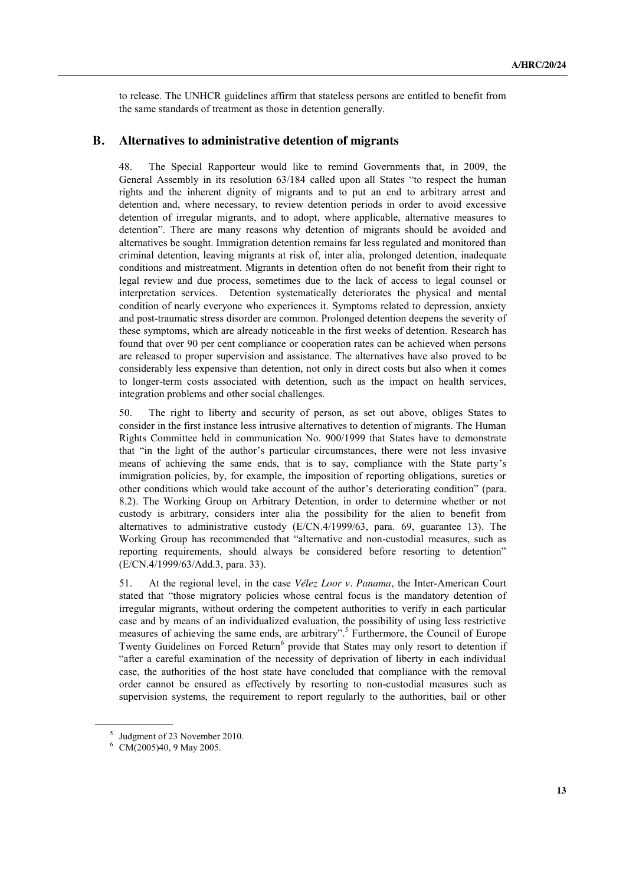to release. The UNHCR guidelines affirm that stateless persons are entitled to benefit from the same standards of treatment as those in detention generally.

## B. Alternatives to administrative detention of migrants

48. The Special Rapporteur would like to remind Governments that, in 2009, the General Assembly in its resolution 63/184 called upon all States "to respect the human rights and the inherent dignity of migrants and to put an end to arbitrary arrest and detention and, where necessary, to review detention periods in order to avoid excessive detention of irregular migrants, and to adopt, where applicable, alternative measures to detention". There are many reasons why detention of migrants should be avoided and alternatives be sought. Immigration detention remains far less regulated and monitored than criminal detention, leaving migrants at risk of, inter alia, prolonged detention, inadequate conditions and mistreatment. Migrants in detention often do not benefit from their right to legal review and due process, sometimes due to the lack of access to legal counsel or interpretation services. Detention systematically deteriorates the physical and mental condition of nearly everyone who experiences it. Symptoms related to depression, anxiety and post-traumatic stress disorder are common. Prolonged detention deepens the severity of these symptoms, which are already noticeable in the first weeks of detention. Research has found that over 90 per cent compliance or cooperation rates can be achieved when persons are released to proper supervision and assistance. The alternatives have also proved to be considerably less expensive than detention, not only in direct costs but also when it comes to longer-term costs associated with detention, such as the impact on health services, integration problems and other social challenges.

50. The right to liberty and security of person, as set out above, obliges States to consider in the first instance less intrusive alternatives to detention of migrants. The Human Rights Committee held in communication No. 900/1999 that States have to demonstrate that "in the light of the author's particular circumstances, there were not less invasive means of achieving the same ends, that is to say, compliance with the State party's immigration policies, by, for example, the imposition of reporting obligations, sureties or other conditions which would take account of the author's deteriorating condition" (para. 8.2). The Working Group on Arbitrary Detention, in order to determine whether or not custody is arbitrary, considers inter alia the possibility for the alien to benefit from alternatives to administrative custody (E/CN.4/1999/63, para. 69, guarantee 13). The Working Group has recommended that "alternative and non-custodial measures, such as reporting requirements, should always be considered before resorting to detention" (E/CN.4/1999/63/Add.3, para. 33).

51. At the regional level, in the case *Vélez Loor v. Panama*, the Inter-American Court stated that "those migratory policies whose central focus is the mandatory detention of irregular migrants, without ordering the competent authorities to verify in each particular case and by means of an individualized evaluation, the possibility of using less restrictive measures of achieving the same ends, are arbitrary".[5] Furthermore, the Council of Europe Twenty Guidelines on Forced Return[6] provide that States may only resort to detention if "after a careful examination of the necessity of deprivation of liberty in each individual case, the authorities of the host state have concluded that compliance with the removal order cannot be ensured as effectively by resorting to non-custodial measures such as supervision systems, the requirement to report regularly to the authorities, bail or other

---

[5] Judgment of 23 November 2010.

[6] CM(2005)40, 9 May 2005.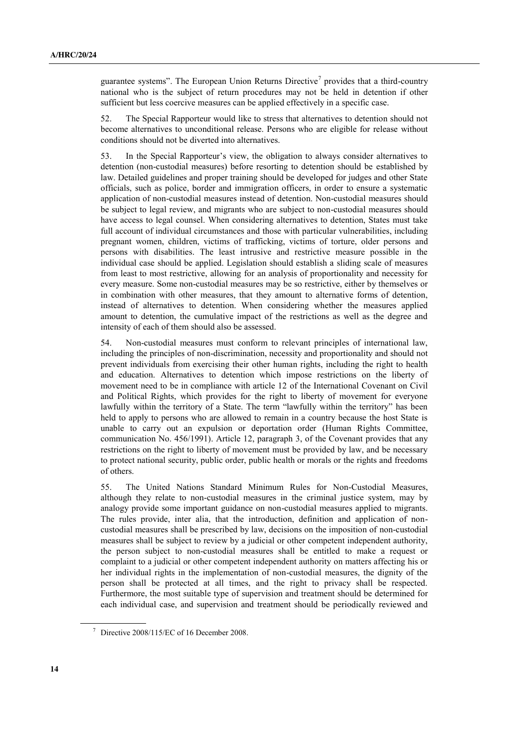guarantee systems". The European Union Returns Directive[7] provides that a third-country national who is the subject of return procedures may not be held in detention if other sufficient but less coercive measures can be applied effectively in a specific case.

52. The Special Rapporteur would like to stress that alternatives to detention should not become alternatives to unconditional release. Persons who are eligible for release without conditions should not be diverted into alternatives.

53. In the Special Rapporteur's view, the obligation to always consider alternatives to detention (non-custodial measures) before resorting to detention should be established by law. Detailed guidelines and proper training should be developed for judges and other State officials, such as police, border and immigration officers, in order to ensure a systematic application of non-custodial measures instead of detention. Non-custodial measures should be subject to legal review, and migrants who are subject to non-custodial measures should have access to legal counsel. When considering alternatives to detention, States must take full account of individual circumstances and those with particular vulnerabilities, including pregnant women, children, victims of trafficking, victims of torture, older persons and persons with disabilities. The least intrusive and restrictive measure possible in the individual case should be applied. Legislation should establish a sliding scale of measures from least to most restrictive, allowing for an analysis of proportionality and necessity for every measure. Some non-custodial measures may be so restrictive, either by themselves or in combination with other measures, that they amount to alternative forms of detention, instead of alternatives to detention. When considering whether the measures applied amount to detention, the cumulative impact of the restrictions as well as the degree and intensity of each of them should also be assessed.

54. Non-custodial measures must conform to relevant principles of international law, including the principles of non-discrimination, necessity and proportionality and should not prevent individuals from exercising their other human rights, including the right to health and education. Alternatives to detention which impose restrictions on the liberty of movement need to be in compliance with article 12 of the International Covenant on Civil and Political Rights, which provides for the right to liberty of movement for everyone lawfully within the territory of a State. The term "lawfully within the territory" has been held to apply to persons who are allowed to remain in a country because the host State is unable to carry out an expulsion or deportation order (Human Rights Committee, communication No. 456/1991). Article 12, paragraph 3, of the Covenant provides that any restrictions on the right to liberty of movement must be provided by law, and be necessary to protect national security, public order, public health or morals or the rights and freedoms of others.

55. The United Nations Standard Minimum Rules for Non-Custodial Measures, although they relate to non-custodial measures in the criminal justice system, may by analogy provide some important guidance on non-custodial measures applied to migrants. The rules provide, inter alia, that the introduction, definition and application of non-custodial measures shall be prescribed by law, decisions on the imposition of non-custodial measures shall be subject to review by a judicial or other competent independent authority, the person subject to non-custodial measures shall be entitled to make a request or complaint to a judicial or other competent independent authority on matters affecting his or her individual rights in the implementation of non-custodial measures, the dignity of the person shall be protected at all times, and the right to privacy shall be respected. Furthermore, the most suitable type of supervision and treatment should be determined for each individual case, and supervision and treatment should be periodically reviewed and

[7] Directive 2008/115/EC of 16 December 2008.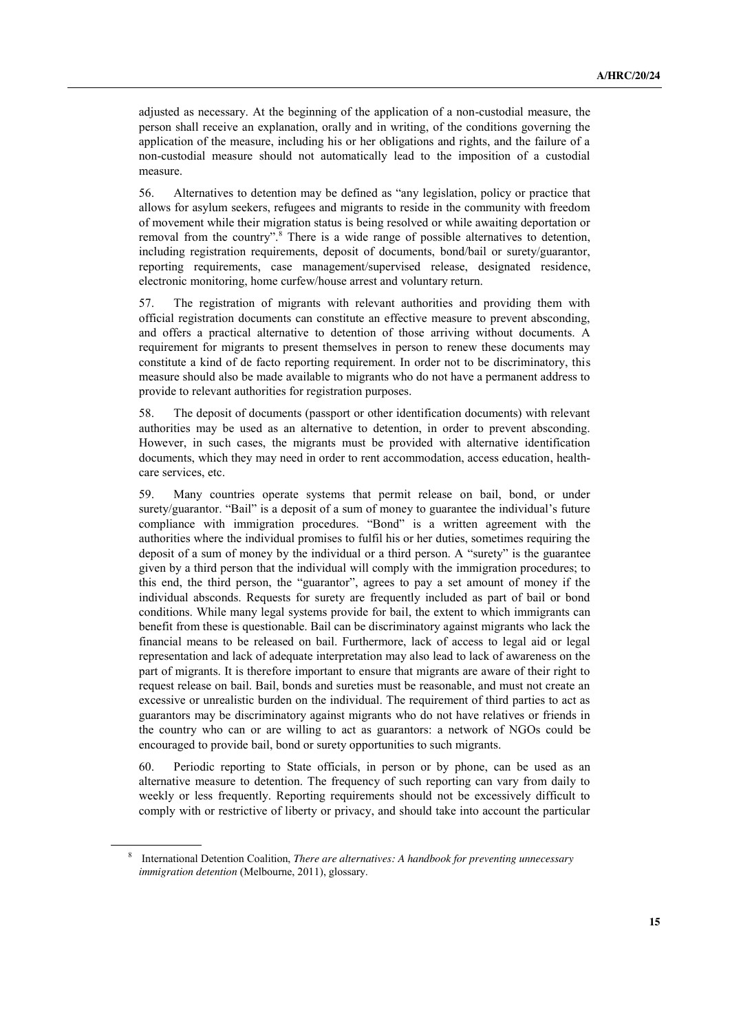adjusted as necessary. At the beginning of the application of a non-custodial measure, the person shall receive an explanation, orally and in writing, of the conditions governing the application of the measure, including his or her obligations and rights, and the failure of a non-custodial measure should not automatically lead to the imposition of a custodial measure.

56. Alternatives to detention may be defined as "any legislation, policy or practice that allows for asylum seekers, refugees and migrants to reside in the community with freedom of movement while their migration status is being resolved or while awaiting deportation or removal from the country".[8] There is a wide range of possible alternatives to detention, including registration requirements, deposit of documents, bond/bail or surety/guarantor, reporting requirements, case management/supervised release, designated residence, electronic monitoring, home curfew/house arrest and voluntary return.

57. The registration of migrants with relevant authorities and providing them with official registration documents can constitute an effective measure to prevent absconding, and offers a practical alternative to detention of those arriving without documents. A requirement for migrants to present themselves in person to renew these documents may constitute a kind of de facto reporting requirement. In order not to be discriminatory, this measure should also be made available to migrants who do not have a permanent address to provide to relevant authorities for registration purposes.

58. The deposit of documents (passport or other identification documents) with relevant authorities may be used as an alternative to detention, in order to prevent absconding. However, in such cases, the migrants must be provided with alternative identification documents, which they may need in order to rent accommodation, access education, health-care services, etc.

59. Many countries operate systems that permit release on bail, bond, or under surety/guarantor. "Bail" is a deposit of a sum of money to guarantee the individual's future compliance with immigration procedures. "Bond" is a written agreement with the authorities where the individual promises to fulfil his or her duties, sometimes requiring the deposit of a sum of money by the individual or a third person. A "surety" is the guarantee given by a third person that the individual will comply with the immigration procedures; to this end, the third person, the "guarantor", agrees to pay a set amount of money if the individual absconds. Requests for surety are frequently included as part of bail or bond conditions. While many legal systems provide for bail, the extent to which immigrants can benefit from these is questionable. Bail can be discriminatory against migrants who lack the financial means to be released on bail. Furthermore, lack of access to legal aid or legal representation and lack of adequate interpretation may also lead to lack of awareness on the part of migrants. It is therefore important to ensure that migrants are aware of their right to request release on bail. Bail, bonds and sureties must be reasonable, and must not create an excessive or unrealistic burden on the individual. The requirement of third parties to act as guarantors may be discriminatory against migrants who do not have relatives or friends in the country who can or are willing to act as guarantors: a network of NGOs could be encouraged to provide bail, bond or surety opportunities to such migrants.

60. Periodic reporting to State officials, in person or by phone, can be used as an alternative measure to detention. The frequency of such reporting can vary from daily to weekly or less frequently. Reporting requirements should not be excessively difficult to comply with or restrictive of liberty or privacy, and should take into account the particular

[8] International Detention Coalition, *There are alternatives: A handbook for preventing unnecessary immigration detention* (Melbourne, 2011), glossary.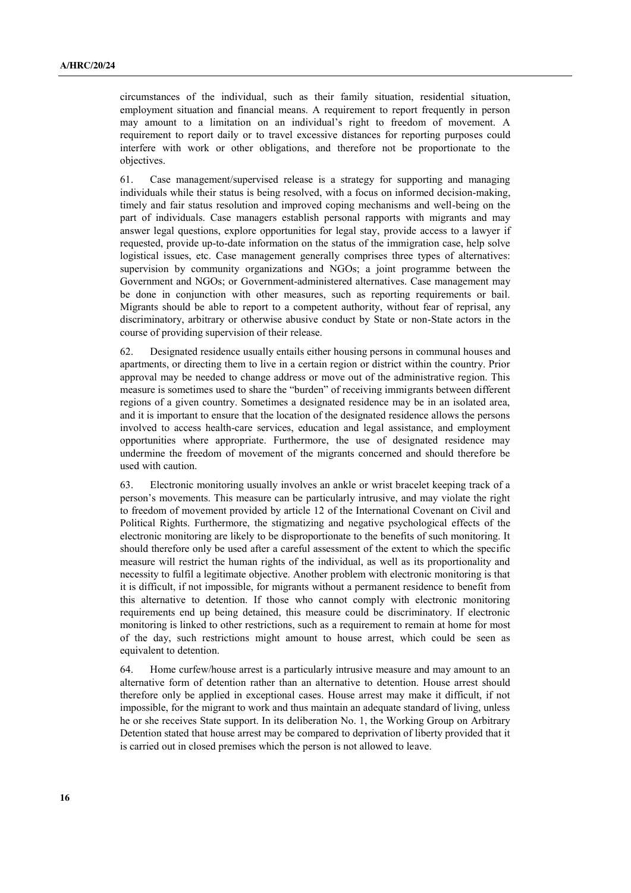circumstances of the individual, such as their family situation, residential situation, employment situation and financial means. A requirement to report frequently in person may amount to a limitation on an individual's right to freedom of movement. A requirement to report daily or to travel excessive distances for reporting purposes could interfere with work or other obligations, and therefore not be proportionate to the objectives.

61. Case management/supervised release is a strategy for supporting and managing individuals while their status is being resolved, with a focus on informed decision-making, timely and fair status resolution and improved coping mechanisms and well-being on the part of individuals. Case managers establish personal rapports with migrants and may answer legal questions, explore opportunities for legal stay, provide access to a lawyer if requested, provide up-to-date information on the status of the immigration case, help solve logistical issues, etc. Case management generally comprises three types of alternatives: supervision by community organizations and NGOs; a joint programme between the Government and NGOs; or Government-administered alternatives. Case management may be done in conjunction with other measures, such as reporting requirements or bail. Migrants should be able to report to a competent authority, without fear of reprisal, any discriminatory, arbitrary or otherwise abusive conduct by State or non-State actors in the course of providing supervision of their release.

62. Designated residence usually entails either housing persons in communal houses and apartments, or directing them to live in a certain region or district within the country. Prior approval may be needed to change address or move out of the administrative region. This measure is sometimes used to share the "burden" of receiving immigrants between different regions of a given country. Sometimes a designated residence may be in an isolated area, and it is important to ensure that the location of the designated residence allows the persons involved to access health-care services, education and legal assistance, and employment opportunities where appropriate. Furthermore, the use of designated residence may undermine the freedom of movement of the migrants concerned and should therefore be used with caution.

63. Electronic monitoring usually involves an ankle or wrist bracelet keeping track of a person's movements. This measure can be particularly intrusive, and may violate the right to freedom of movement provided by article 12 of the International Covenant on Civil and Political Rights. Furthermore, the stigmatizing and negative psychological effects of the electronic monitoring are likely to be disproportionate to the benefits of such monitoring. It should therefore only be used after a careful assessment of the extent to which the specific measure will restrict the human rights of the individual, as well as its proportionality and necessity to fulfil a legitimate objective. Another problem with electronic monitoring is that it is difficult, if not impossible, for migrants without a permanent residence to benefit from this alternative to detention. If those who cannot comply with electronic monitoring requirements end up being detained, this measure could be discriminatory. If electronic monitoring is linked to other restrictions, such as a requirement to remain at home for most of the day, such restrictions might amount to house arrest, which could be seen as equivalent to detention.

64. Home curfew/house arrest is a particularly intrusive measure and may amount to an alternative form of detention rather than an alternative to detention. House arrest should therefore only be applied in exceptional cases. House arrest may make it difficult, if not impossible, for the migrant to work and thus maintain an adequate standard of living, unless he or she receives State support. In its deliberation No. 1, the Working Group on Arbitrary Detention stated that house arrest may be compared to deprivation of liberty provided that it is carried out in closed premises which the person is not allowed to leave.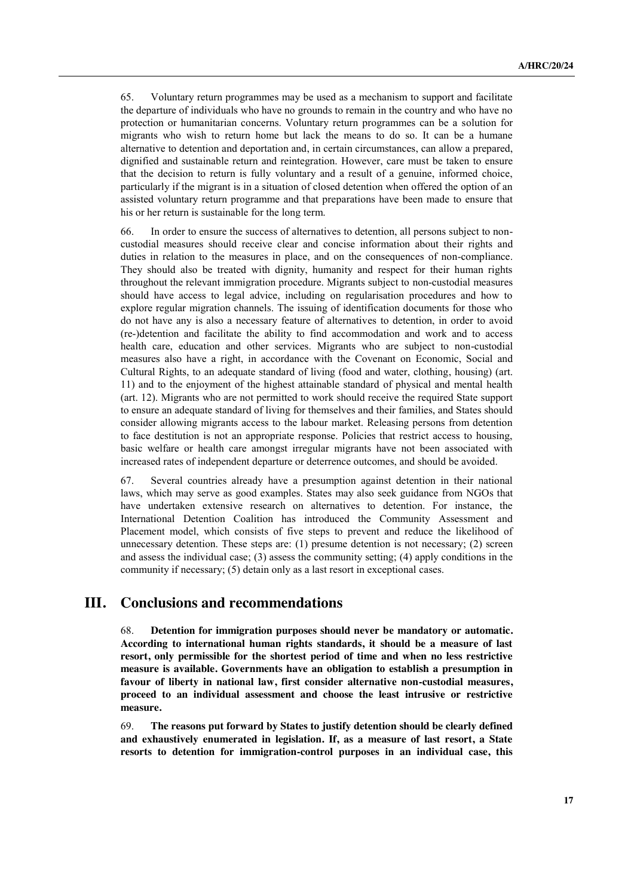65. Voluntary return programmes may be used as a mechanism to support and facilitate the departure of individuals who have no grounds to remain in the country and who have no protection or humanitarian concerns. Voluntary return programmes can be a solution for migrants who wish to return home but lack the means to do so. It can be a humane alternative to detention and deportation and, in certain circumstances, can allow a prepared, dignified and sustainable return and reintegration. However, care must be taken to ensure that the decision to return is fully voluntary and a result of a genuine, informed choice, particularly if the migrant is in a situation of closed detention when offered the option of an assisted voluntary return programme and that preparations have been made to ensure that his or her return is sustainable for the long term.

66. In order to ensure the success of alternatives to detention, all persons subject to non-custodial measures should receive clear and concise information about their rights and duties in relation to the measures in place, and on the consequences of non-compliance. They should also be treated with dignity, humanity and respect for their human rights throughout the relevant immigration procedure. Migrants subject to non-custodial measures should have access to legal advice, including on regularisation procedures and how to explore regular migration channels. The issuing of identification documents for those who do not have any is also a necessary feature of alternatives to detention, in order to avoid (re-)detention and facilitate the ability to find accommodation and work and to access health care, education and other services. Migrants who are subject to non-custodial measures also have a right, in accordance with the Covenant on Economic, Social and Cultural Rights, to an adequate standard of living (food and water, clothing, housing) (art. 11) and to the enjoyment of the highest attainable standard of physical and mental health (art. 12). Migrants who are not permitted to work should receive the required State support to ensure an adequate standard of living for themselves and their families, and States should consider allowing migrants access to the labour market. Releasing persons from detention to face destitution is not an appropriate response. Policies that restrict access to housing, basic welfare or health care amongst irregular migrants have not been associated with increased rates of independent departure or deterrence outcomes, and should be avoided.

67. Several countries already have a presumption against detention in their national laws, which may serve as good examples. States may also seek guidance from NGOs that have undertaken extensive research on alternatives to detention. For instance, the International Detention Coalition has introduced the Community Assessment and Placement model, which consists of five steps to prevent and reduce the likelihood of unnecessary detention. These steps are: (1) presume detention is not necessary; (2) screen and assess the individual case; (3) assess the community setting; (4) apply conditions in the community if necessary; (5) detain only as a last resort in exceptional cases.

# III. Conclusions and recommendations

68. **Detention for immigration purposes should never be mandatory or automatic. According to international human rights standards, it should be a measure of last resort, only permissible for the shortest period of time and when no less restrictive measure is available. Governments have an obligation to establish a presumption in favour of liberty in national law, first consider alternative non-custodial measures, proceed to an individual assessment and choose the least intrusive or restrictive measure.**

69. **The reasons put forward by States to justify detention should be clearly defined and exhaustively enumerated in legislation. If, as a measure of last resort, a State resorts to detention for immigration-control purposes in an individual case, this**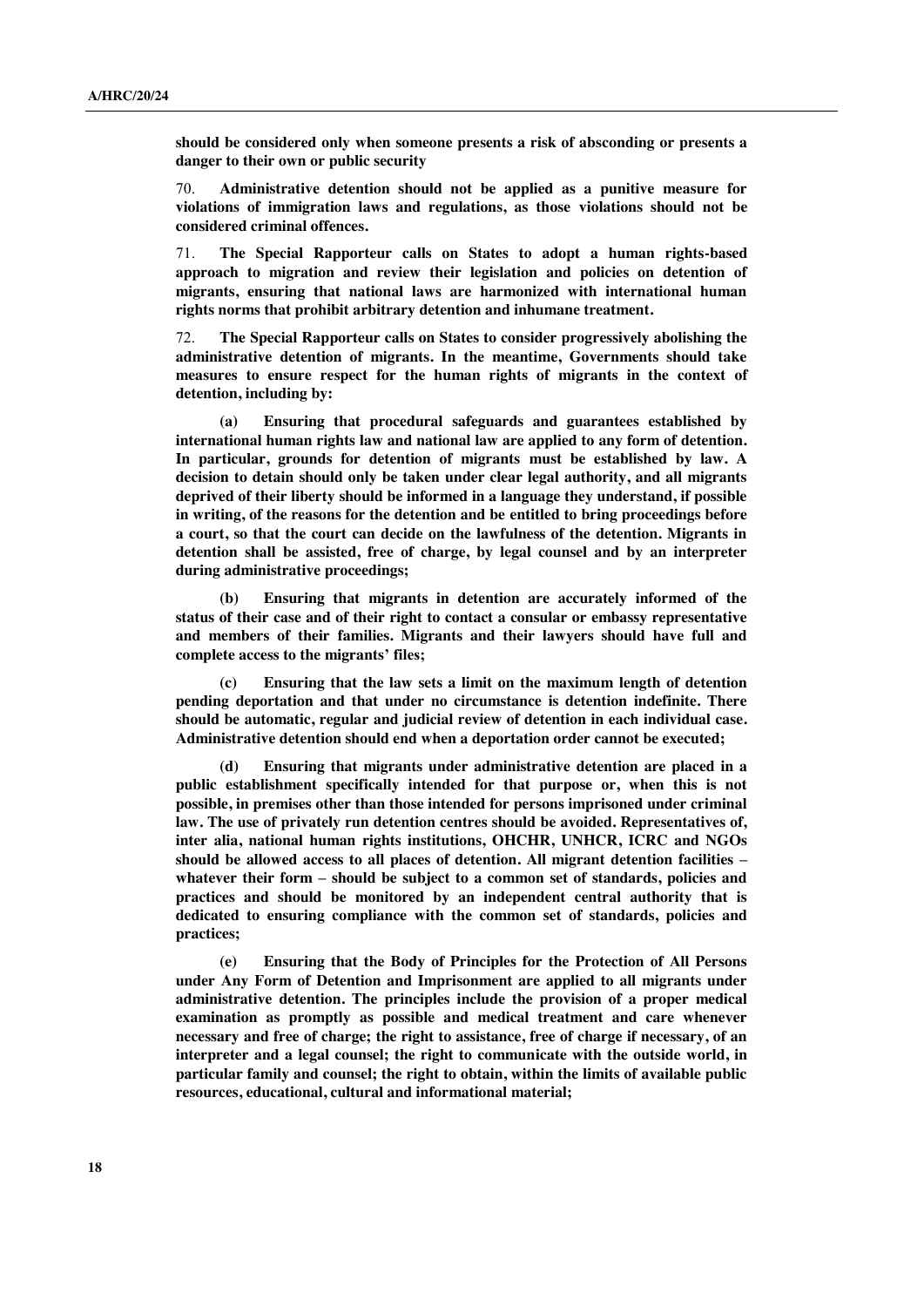**should be considered only when someone presents a risk of absconding or presents a danger to their own or public security**

70. **Administrative detention should not be applied as a punitive measure for violations of immigration laws and regulations, as those violations should not be considered criminal offences.**

71. **The Special Rapporteur calls on States to adopt a human rights-based approach to migration and review their legislation and policies on detention of migrants, ensuring that national laws are harmonized with international human rights norms that prohibit arbitrary detention and inhumane treatment.**

72. **The Special Rapporteur calls on States to consider progressively abolishing the administrative detention of migrants. In the meantime, Governments should take measures to ensure respect for the human rights of migrants in the context of detention, including by:**

**(a) Ensuring that procedural safeguards and guarantees established by international human rights law and national law are applied to any form of detention. In particular, grounds for detention of migrants must be established by law. A decision to detain should only be taken under clear legal authority, and all migrants deprived of their liberty should be informed in a language they understand, if possible in writing, of the reasons for the detention and be entitled to bring proceedings before a court, so that the court can decide on the lawfulness of the detention. Migrants in detention shall be assisted, free of charge, by legal counsel and by an interpreter during administrative proceedings;**

**(b) Ensuring that migrants in detention are accurately informed of the status of their case and of their right to contact a consular or embassy representative and members of their families. Migrants and their lawyers should have full and complete access to the migrants' files;**

**(c) Ensuring that the law sets a limit on the maximum length of detention pending deportation and that under no circumstance is detention indefinite. There should be automatic, regular and judicial review of detention in each individual case. Administrative detention should end when a deportation order cannot be executed;**

**(d) Ensuring that migrants under administrative detention are placed in a public establishment specifically intended for that purpose or, when this is not possible, in premises other than those intended for persons imprisoned under criminal law. The use of privately run detention centres should be avoided. Representatives of, inter alia, national human rights institutions, OHCHR, UNHCR, ICRC and NGOs should be allowed access to all places of detention. All migrant detention facilities – whatever their form – should be subject to a common set of standards, policies and practices and should be monitored by an independent central authority that is dedicated to ensuring compliance with the common set of standards, policies and practices;**

**(e) Ensuring that the Body of Principles for the Protection of All Persons under Any Form of Detention and Imprisonment are applied to all migrants under administrative detention. The principles include the provision of a proper medical examination as promptly as possible and medical treatment and care whenever necessary and free of charge; the right to assistance, free of charge if necessary, of an interpreter and a legal counsel; the right to communicate with the outside world, in particular family and counsel; the right to obtain, within the limits of available public resources, educational, cultural and informational material;**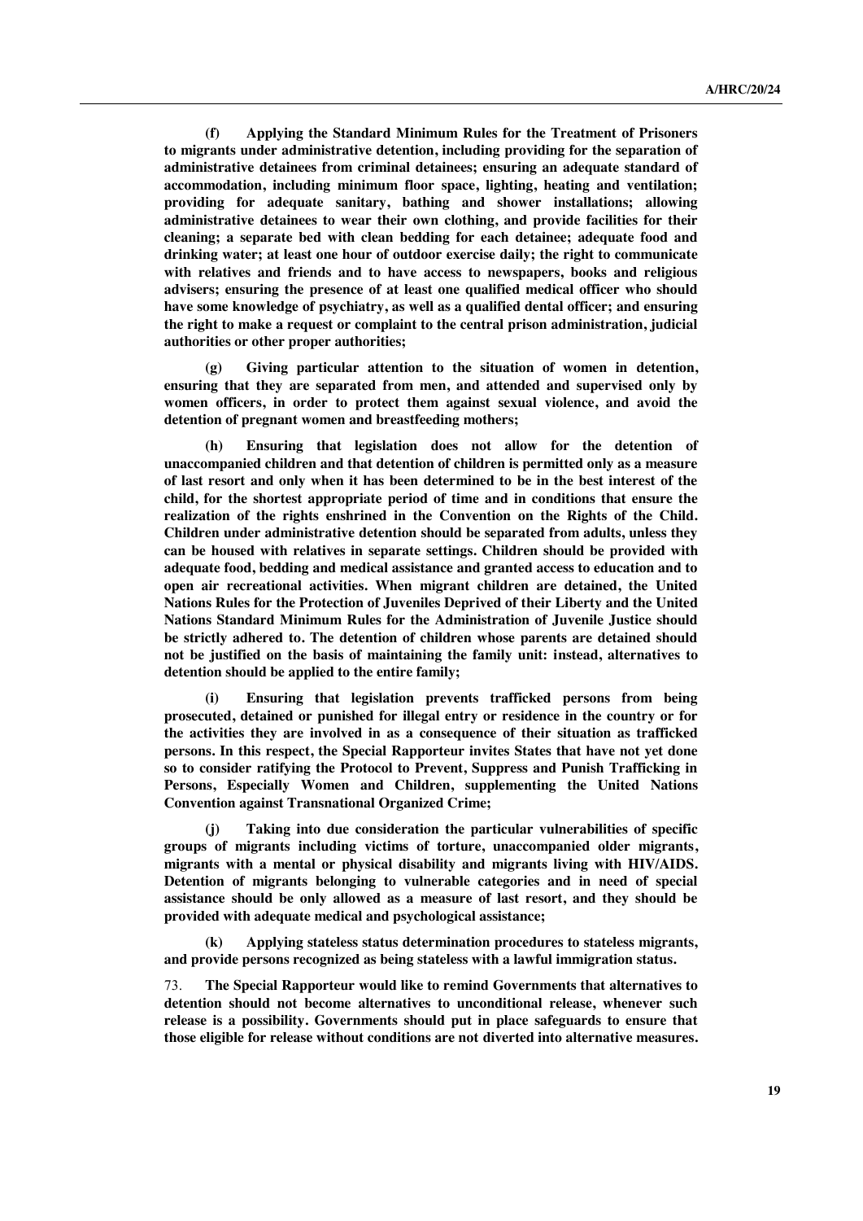**(f) Applying the Standard Minimum Rules for the Treatment of Prisoners to migrants under administrative detention, including providing for the separation of administrative detainees from criminal detainees; ensuring an adequate standard of accommodation, including minimum floor space, lighting, heating and ventilation; providing for adequate sanitary, bathing and shower installations; allowing administrative detainees to wear their own clothing, and provide facilities for their cleaning; a separate bed with clean bedding for each detainee; adequate food and drinking water; at least one hour of outdoor exercise daily; the right to communicate with relatives and friends and to have access to newspapers, books and religious advisers; ensuring the presence of at least one qualified medical officer who should have some knowledge of psychiatry, as well as a qualified dental officer; and ensuring the right to make a request or complaint to the central prison administration, judicial authorities or other proper authorities;**

**(g) Giving particular attention to the situation of women in detention, ensuring that they are separated from men, and attended and supervised only by women officers, in order to protect them against sexual violence, and avoid the detention of pregnant women and breastfeeding mothers;**

**(h) Ensuring that legislation does not allow for the detention of unaccompanied children and that detention of children is permitted only as a measure of last resort and only when it has been determined to be in the best interest of the child, for the shortest appropriate period of time and in conditions that ensure the realization of the rights enshrined in the Convention on the Rights of the Child. Children under administrative detention should be separated from adults, unless they can be housed with relatives in separate settings. Children should be provided with adequate food, bedding and medical assistance and granted access to education and to open air recreational activities. When migrant children are detained, the United Nations Rules for the Protection of Juveniles Deprived of their Liberty and the United Nations Standard Minimum Rules for the Administration of Juvenile Justice should be strictly adhered to. The detention of children whose parents are detained should not be justified on the basis of maintaining the family unit: instead, alternatives to detention should be applied to the entire family;**

**(i) Ensuring that legislation prevents trafficked persons from being prosecuted, detained or punished for illegal entry or residence in the country or for the activities they are involved in as a consequence of their situation as trafficked persons. In this respect, the Special Rapporteur invites States that have not yet done so to consider ratifying the Protocol to Prevent, Suppress and Punish Trafficking in Persons, Especially Women and Children, supplementing the United Nations Convention against Transnational Organized Crime;**

**(j) Taking into due consideration the particular vulnerabilities of specific groups of migrants including victims of torture, unaccompanied older migrants, migrants with a mental or physical disability and migrants living with HIV/AIDS. Detention of migrants belonging to vulnerable categories and in need of special assistance should be only allowed as a measure of last resort, and they should be provided with adequate medical and psychological assistance;**

**(k) Applying stateless status determination procedures to stateless migrants, and provide persons recognized as being stateless with a lawful immigration status.**

73. **The Special Rapporteur would like to remind Governments that alternatives to detention should not become alternatives to unconditional release, whenever such release is a possibility. Governments should put in place safeguards to ensure that those eligible for release without conditions are not diverted into alternative measures.**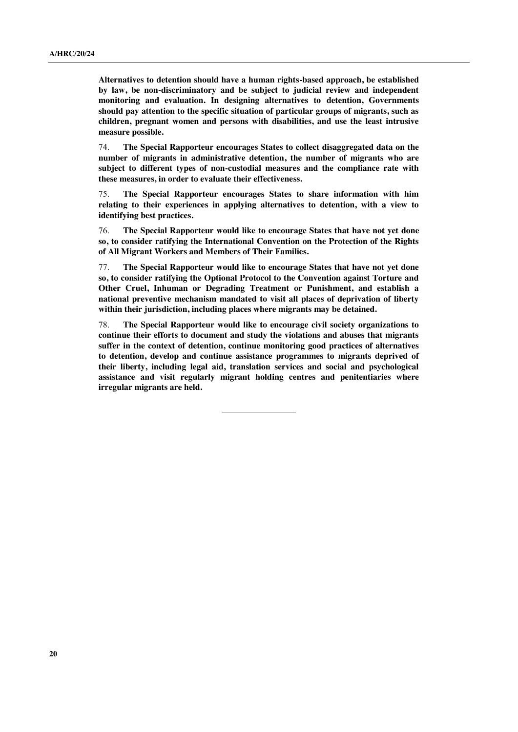**Alternatives to detention should have a human rights-based approach, be established by law, be non-discriminatory and be subject to judicial review and independent monitoring and evaluation. In designing alternatives to detention, Governments should pay attention to the specific situation of particular groups of migrants, such as children, pregnant women and persons with disabilities, and use the least intrusive measure possible.**

74. **The Special Rapporteur encourages States to collect disaggregated data on the number of migrants in administrative detention, the number of migrants who are subject to different types of non-custodial measures and the compliance rate with these measures, in order to evaluate their effectiveness.**

75. **The Special Rapporteur encourages States to share information with him relating to their experiences in applying alternatives to detention, with a view to identifying best practices.**

76. **The Special Rapporteur would like to encourage States that have not yet done so, to consider ratifying the International Convention on the Protection of the Rights of All Migrant Workers and Members of Their Families.**

77. **The Special Rapporteur would like to encourage States that have not yet done so, to consider ratifying the Optional Protocol to the Convention against Torture and Other Cruel, Inhuman or Degrading Treatment or Punishment, and establish a national preventive mechanism mandated to visit all places of deprivation of liberty within their jurisdiction, including places where migrants may be detained.**

78. **The Special Rapporteur would like to encourage civil society organizations to continue their efforts to document and study the violations and abuses that migrants suffer in the context of detention, continue monitoring good practices of alternatives to detention, develop and continue assistance programmes to migrants deprived of their liberty, including legal aid, translation services and social and psychological assistance and visit regularly migrant holding centres and penitentiaries where irregular migrants are held.**